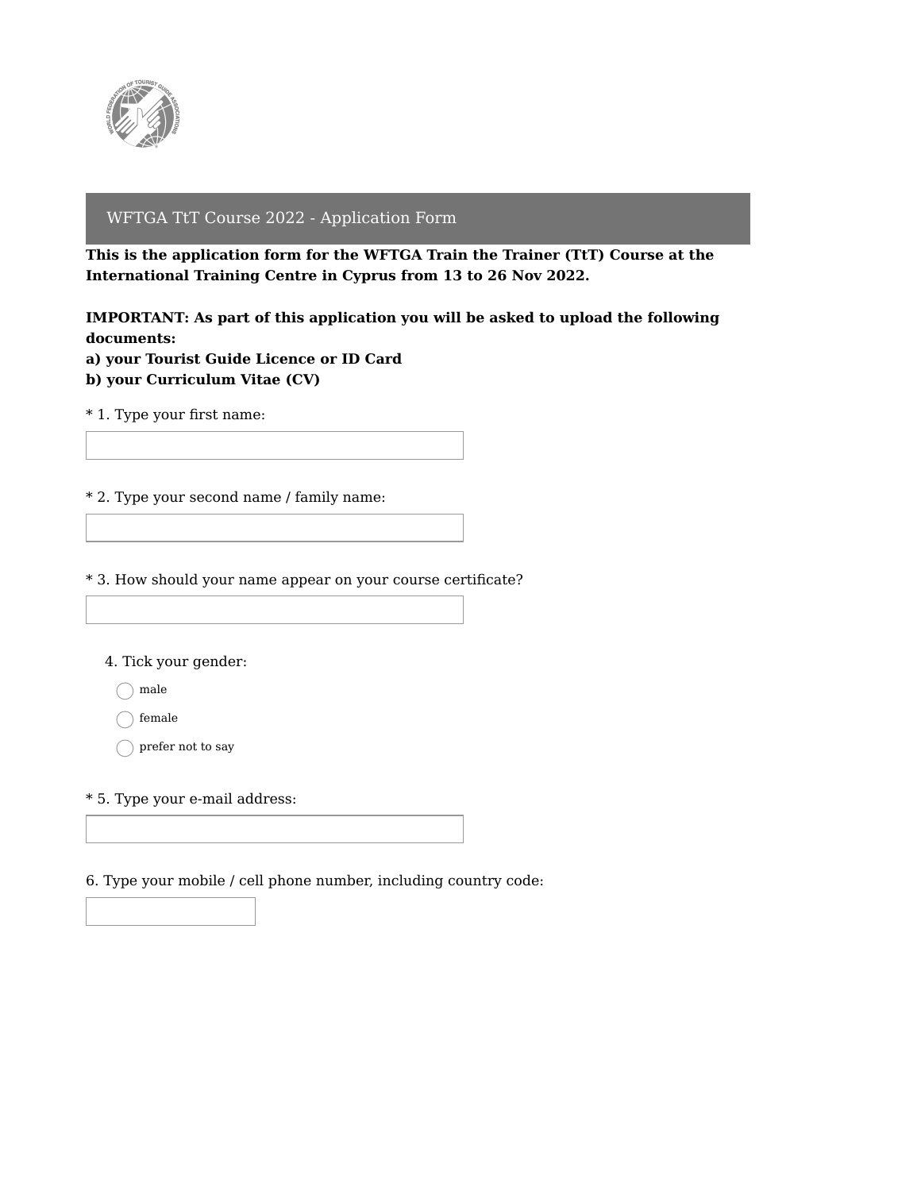# WFTGA TtT Course 2022 - Application Form

**This is the application form for the WFTGA Train the Trainer (TtT) Course at the International Training Centre in Cyprus from 13 to 26 Nov 2022.**

**IMPORTANT: As part of this application you will be asked to upload the following documents:**
**a) your Tourist Guide Licence or ID Card**
**b) your Curriculum Vitae (CV)**

* 1. Type your first name:

* 2. Type your second name / family name:

* 3. How should your name appear on your course certificate?

4. Tick your gender:

- ○ male
- ○ female
- ○ prefer not to say

* 5. Type your e-mail address:

6. Type your mobile / cell phone number, including country code: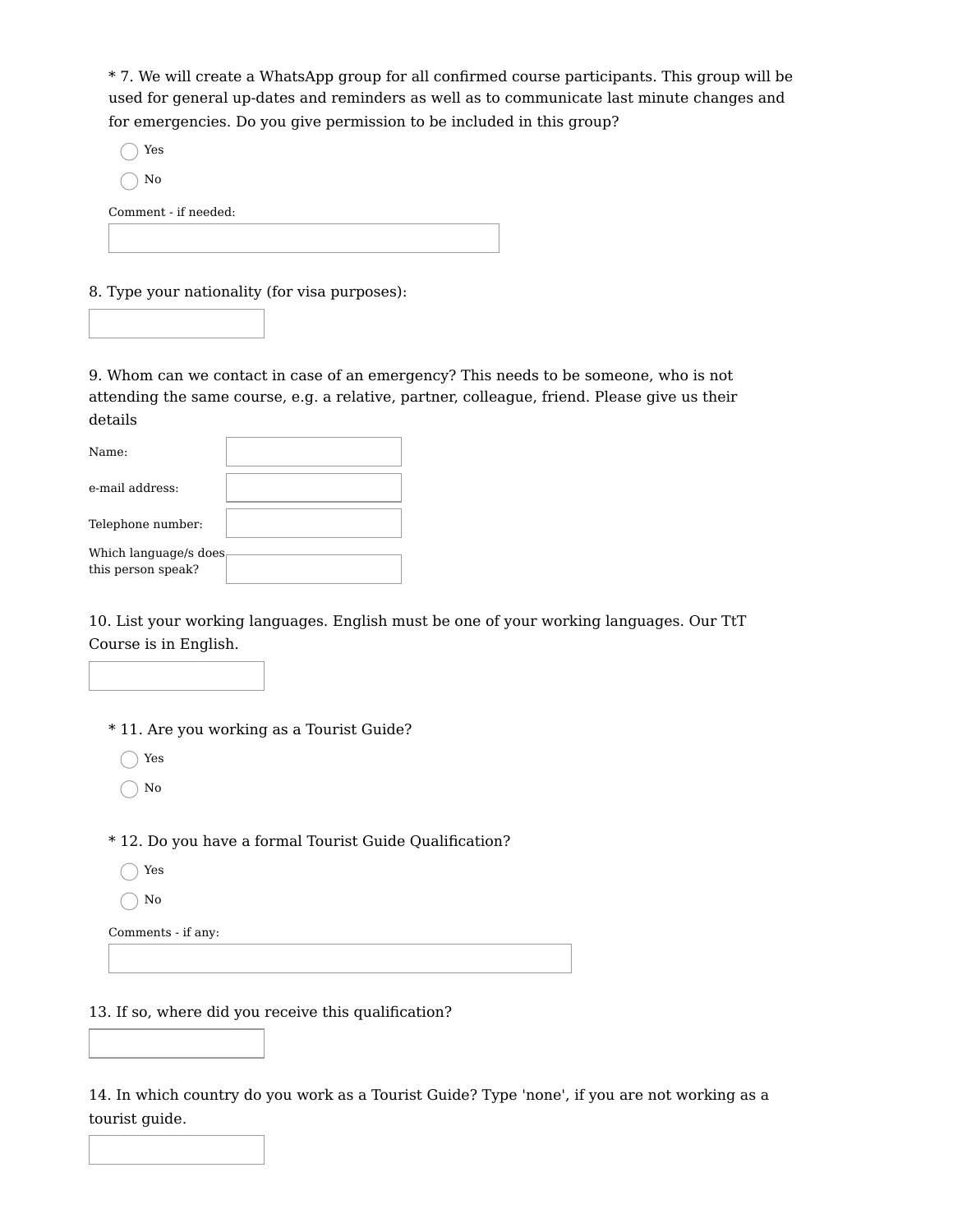\* 7. We will create a WhatsApp group for all confirmed course participants. This group will be used for general up-dates and reminders as well as to communicate last minute changes and for emergencies. Do you give permission to be included in this group?

- ◯ Yes
- ◯ No

Comment - if needed:

8. Type your nationality (for visa purposes):

9. Whom can we contact in case of an emergency? This needs to be someone, who is not attending the same course, e.g. a relative, partner, colleague, friend. Please give us their details

Name:

e-mail address:

Telephone number:

Which language/s does this person speak?

10. List your working languages. English must be one of your working languages. Our TtT Course is in English.

\* 11. Are you working as a Tourist Guide?

- ◯ Yes
- ◯ No

\* 12. Do you have a formal Tourist Guide Qualification?

- ◯ Yes
- ◯ No

Comments - if any:

13. If so, where did you receive this qualification?

14. In which country do you work as a Tourist Guide? Type 'none', if you are not working as a tourist guide.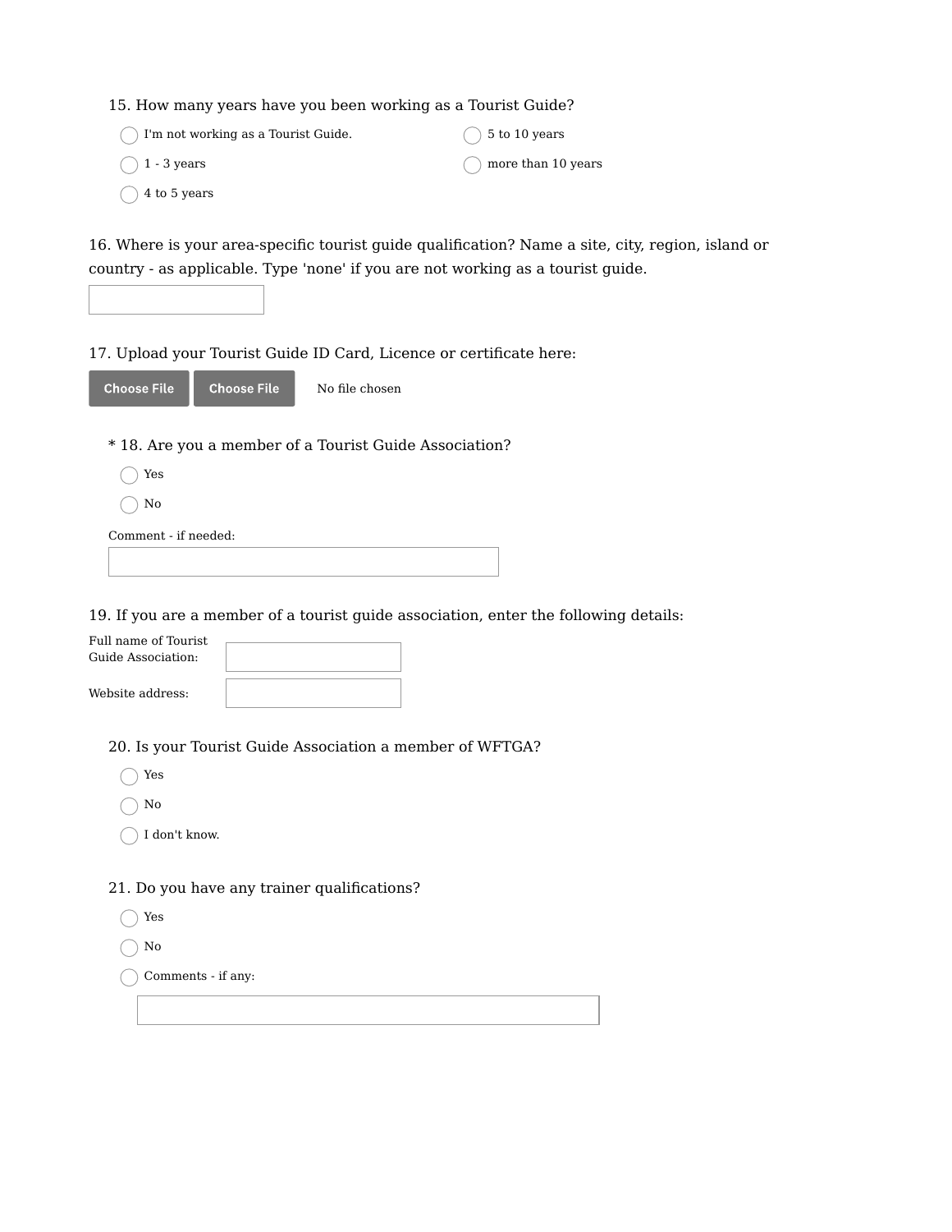15. How many years have you been working as a Tourist Guide?

- ◯ I'm not working as a Tourist Guide.
- ◯ 1 - 3 years
- ◯ 4 to 5 years
- ◯ 5 to 10 years
- ◯ more than 10 years

16. Where is your area-specific tourist guide qualification? Name a site, city, region, island or country - as applicable. Type 'none' if you are not working as a tourist guide.

\_\_\_\_\_\_\_\_\_\_\_\_\_\_\_\_\_\_\_\_

17. Upload your Tourist Guide ID Card, Licence or certificate here:

Choose File | Choose File | No file chosen

\* 18. Are you a member of a Tourist Guide Association?

- ◯ Yes
- ◯ No

Comment - if needed:

\_\_\_\_\_\_\_\_\_\_\_\_\_\_\_\_\_\_\_\_

19. If you are a member of a tourist guide association, enter the following details:

Full name of Tourist Guide Association: \_\_\_\_\_\_\_\_\_\_\_\_\_\_\_\_\_\_\_\_

Website address: \_\_\_\_\_\_\_\_\_\_\_\_\_\_\_\_\_\_\_\_

20. Is your Tourist Guide Association a member of WFTGA?

- ◯ Yes
- ◯ No
- ◯ I don't know.

21. Do you have any trainer qualifications?

- ◯ Yes
- ◯ No
- ◯ Comments - if any:

\_\_\_\_\_\_\_\_\_\_\_\_\_\_\_\_\_\_\_\_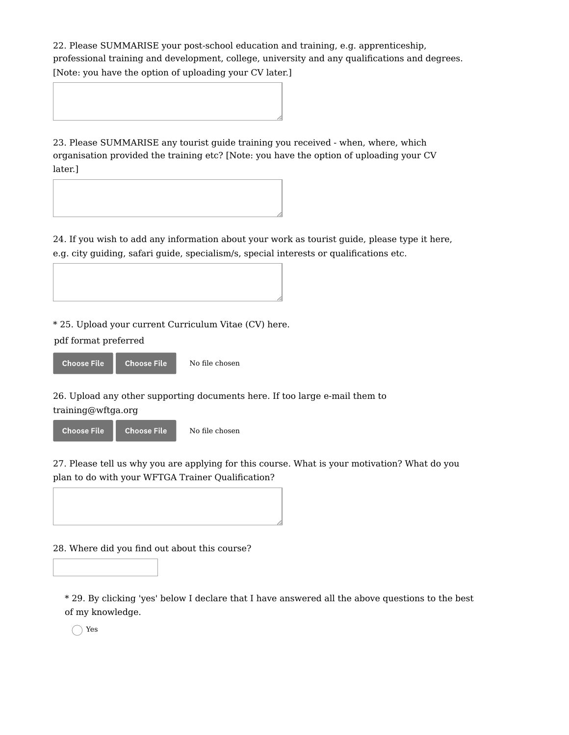22. Please SUMMARISE your post-school education and training, e.g. apprenticeship, professional training and development, college, university and any qualifications and degrees. [Note: you have the option of uploading your CV later.]

23. Please SUMMARISE any tourist guide training you received - when, where, which organisation provided the training etc? [Note: you have the option of uploading your CV later.]

24. If you wish to add any information about your work as tourist guide, please type it here, e.g. city guiding, safari guide, specialism/s, special interests or qualifications etc.

* 25. Upload your current Curriculum Vitae (CV) here.

pdf format preferred

Choose File Choose File No file chosen

26. Upload any other supporting documents here. If too large e-mail them to training@wftga.org

Choose File Choose File No file chosen

27. Please tell us why you are applying for this course. What is your motivation? What do you plan to do with your WFTGA Trainer Qualification?

28. Where did you find out about this course?

* 29. By clicking 'yes' below I declare that I have answered all the above questions to the best of my knowledge.

- [ ] Yes